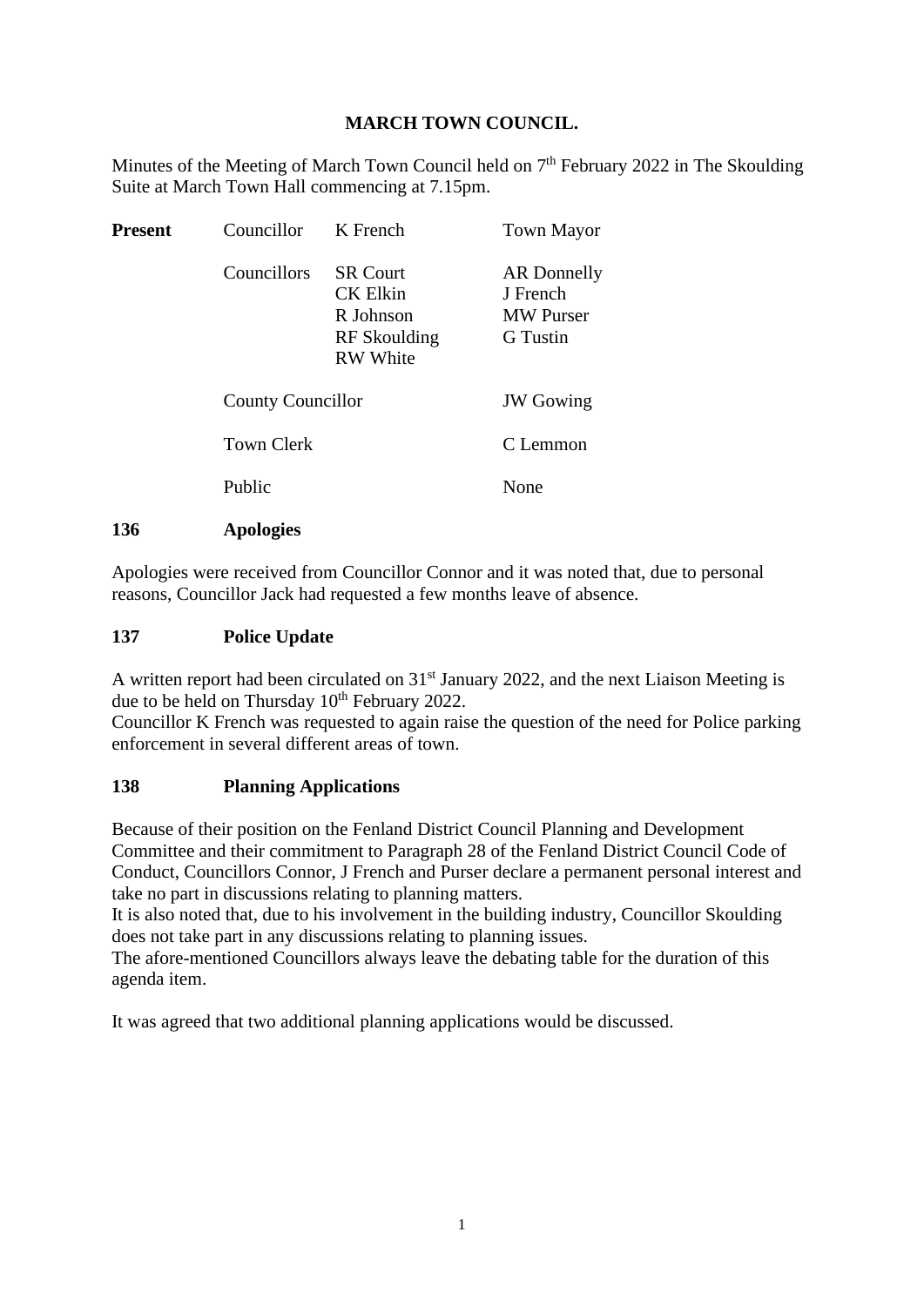# MARCH TOWN COUNCIL.

Minutes of the Meeting of March Town Council held on 7th February 2022 in The Skoulding Suite at March Town Hall commencing at 7.15pm.

| | | | |
|---|---|---|---|
| **Present** | Councillor | K French | Town Mayor |
| | Councillors | SR Court<br>CK Elkin<br>R Johnson<br>RF Skoulding<br>RW White | AR Donnelly<br>J French<br>MW Purser<br>G Tustin |
| | County Councillor | | JW Gowing |
| | Town Clerk | | C Lemmon |
| | Public | | None |

## 136 Apologies

Apologies were received from Councillor Connor and it was noted that, due to personal reasons, Councillor Jack had requested a few months leave of absence.

## 137 Police Update

A written report had been circulated on 31st January 2022, and the next Liaison Meeting is due to be held on Thursday 10th February 2022.
Councillor K French was requested to again raise the question of the need for Police parking enforcement in several different areas of town.

## 138 Planning Applications

Because of their position on the Fenland District Council Planning and Development Committee and their commitment to Paragraph 28 of the Fenland District Council Code of Conduct, Councillors Connor, J French and Purser declare a permanent personal interest and take no part in discussions relating to planning matters.
It is also noted that, due to his involvement in the building industry, Councillor Skoulding does not take part in any discussions relating to planning issues.
The afore-mentioned Councillors always leave the debating table for the duration of this agenda item.

It was agreed that two additional planning applications would be discussed.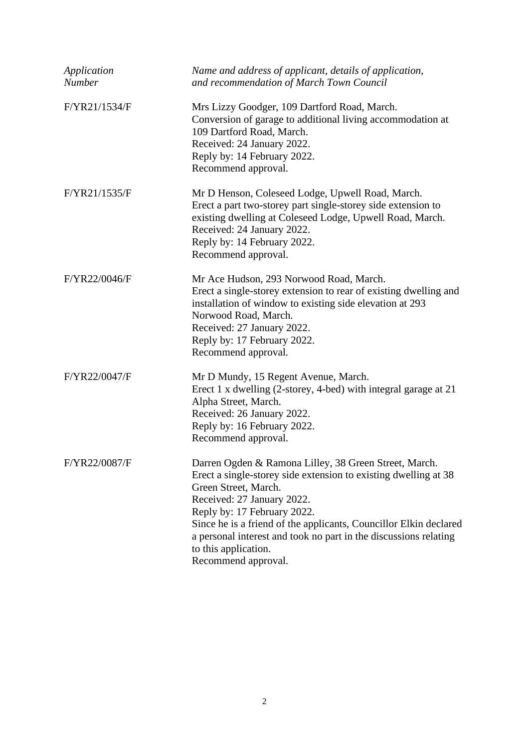| *Application Number* | *Name and address of applicant, details of application, and recommendation of March Town Council* |
|---|---|
| F/YR21/1534/F | Mrs Lizzy Goodger, 109 Dartford Road, March.<br>Conversion of garage to additional living accommodation at 109 Dartford Road, March.<br>Received: 24 January 2022.<br>Reply by: 14 February 2022.<br>Recommend approval. |
| F/YR21/1535/F | Mr D Henson, Coleseed Lodge, Upwell Road, March.<br>Erect a part two-storey part single-storey side extension to existing dwelling at Coleseed Lodge, Upwell Road, March.<br>Received: 24 January 2022.<br>Reply by: 14 February 2022.<br>Recommend approval. |
| F/YR22/0046/F | Mr Ace Hudson, 293 Norwood Road, March.<br>Erect a single-storey extension to rear of existing dwelling and installation of window to existing side elevation at 293 Norwood Road, March.<br>Received: 27 January 2022.<br>Reply by: 17 February 2022.<br>Recommend approval. |
| F/YR22/0047/F | Mr D Mundy, 15 Regent Avenue, March.<br>Erect 1 x dwelling (2-storey, 4-bed) with integral garage at 21 Alpha Street, March.<br>Received: 26 January 2022.<br>Reply by: 16 February 2022.<br>Recommend approval. |
| F/YR22/0087/F | Darren Ogden & Ramona Lilley, 38 Green Street, March.<br>Erect a single-storey side extension to existing dwelling at 38 Green Street, March.<br>Received: 27 January 2022.<br>Reply by: 17 February 2022.<br>Since he is a friend of the applicants, Councillor Elkin declared a personal interest and took no part in the discussions relating to this application.<br>Recommend approval. |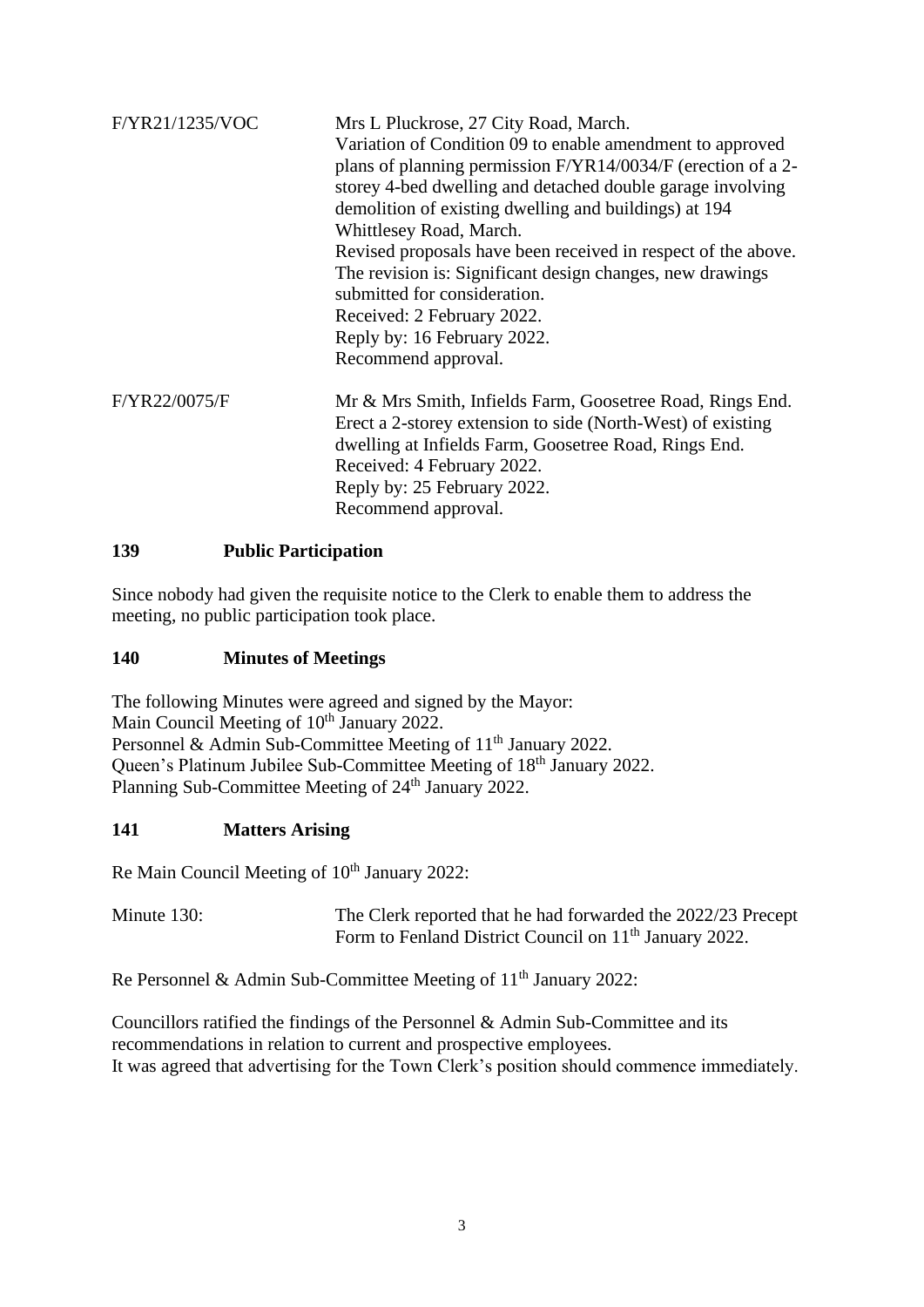| | |
|---|---|
| F/YR21/1235/VOC | Mrs L Pluckrose, 27 City Road, March.<br>Variation of Condition 09 to enable amendment to approved plans of planning permission F/YR14/0034/F (erection of a 2-storey 4-bed dwelling and detached double garage involving demolition of existing dwelling and buildings) at 194 Whittlesey Road, March.<br>Revised proposals have been received in respect of the above. The revision is: Significant design changes, new drawings submitted for consideration.<br>Received: 2 February 2022.<br>Reply by: 16 February 2022.<br>Recommend approval. |
| F/YR22/0075/F | Mr & Mrs Smith, Infields Farm, Goosetree Road, Rings End.<br>Erect a 2-storey extension to side (North-West) of existing dwelling at Infields Farm, Goosetree Road, Rings End.<br>Received: 4 February 2022.<br>Reply by: 25 February 2022.<br>Recommend approval. |

## 139 Public Participation

Since nobody had given the requisite notice to the Clerk to enable them to address the meeting, no public participation took place.

## 140 Minutes of Meetings

The following Minutes were agreed and signed by the Mayor:
Main Council Meeting of 10th January 2022.
Personnel & Admin Sub-Committee Meeting of 11th January 2022.
Queen's Platinum Jubilee Sub-Committee Meeting of 18th January 2022.
Planning Sub-Committee Meeting of 24th January 2022.

## 141 Matters Arising

Re Main Council Meeting of 10th January 2022:

| | |
|---|---|
| Minute 130: | The Clerk reported that he had forwarded the 2022/23 Precept Form to Fenland District Council on 11th January 2022. |

Re Personnel & Admin Sub-Committee Meeting of 11th January 2022:

Councillors ratified the findings of the Personnel & Admin Sub-Committee and its recommendations in relation to current and prospective employees.
It was agreed that advertising for the Town Clerk's position should commence immediately.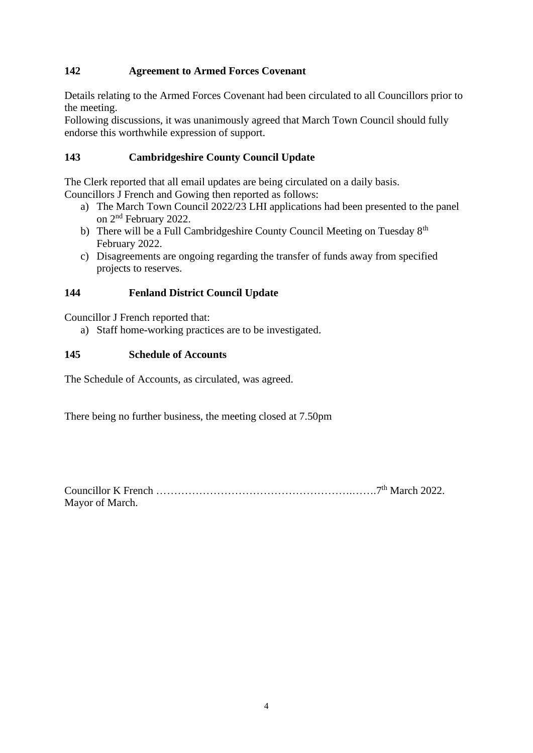## 142 Agreement to Armed Forces Covenant

Details relating to the Armed Forces Covenant had been circulated to all Councillors prior to the meeting.
Following discussions, it was unanimously agreed that March Town Council should fully endorse this worthwhile expression of support.

## 143 Cambridgeshire County Council Update

The Clerk reported that all email updates are being circulated on a daily basis.
Councillors J French and Gowing then reported as follows:

a) The March Town Council 2022/23 LHI applications had been presented to the panel on 2nd February 2022.
b) There will be a Full Cambridgeshire County Council Meeting on Tuesday 8th February 2022.
c) Disagreements are ongoing regarding the transfer of funds away from specified projects to reserves.

## 144 Fenland District Council Update

Councillor J French reported that:

a) Staff home-working practices are to be investigated.

## 145 Schedule of Accounts

The Schedule of Accounts, as circulated, was agreed.

There being no further business, the meeting closed at 7.50pm

Councillor K French ……………………………………………….…….7th March 2022.
Mayor of March.